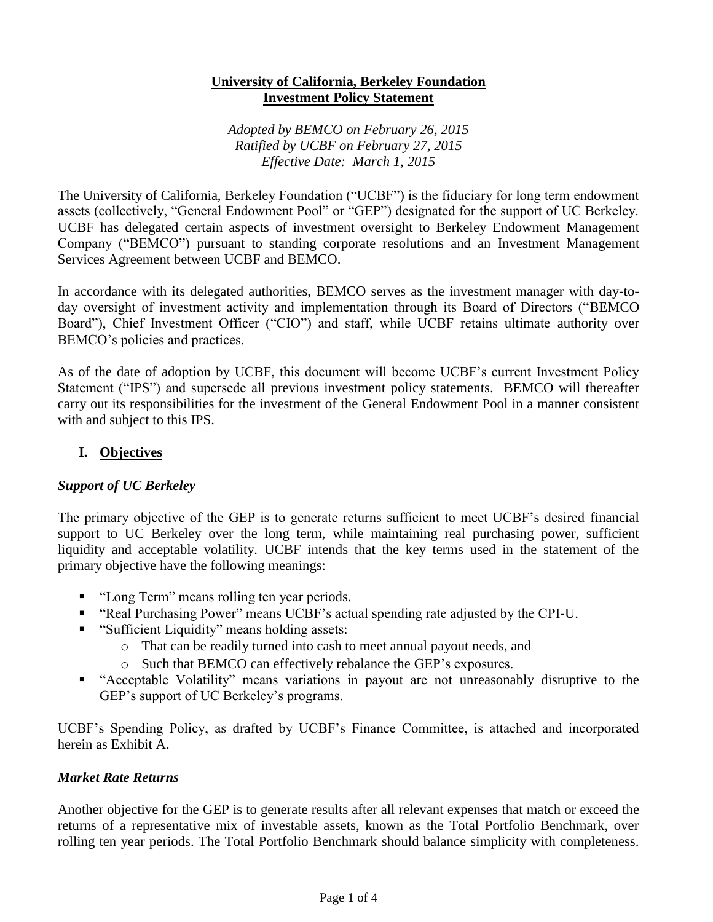# University of California, Berkeley Foundation Investment Policy Statement

*Adopted by BEMCO on February 26, 2015*
*Ratified by UCBF on February 27, 2015*
*Effective Date: March 1, 2015*

The University of California, Berkeley Foundation ("UCBF") is the fiduciary for long term endowment assets (collectively, "General Endowment Pool" or "GEP") designated for the support of UC Berkeley. UCBF has delegated certain aspects of investment oversight to Berkeley Endowment Management Company ("BEMCO") pursuant to standing corporate resolutions and an Investment Management Services Agreement between UCBF and BEMCO.

In accordance with its delegated authorities, BEMCO serves as the investment manager with day-to-day oversight of investment activity and implementation through its Board of Directors ("BEMCO Board"), Chief Investment Officer ("CIO") and staff, while UCBF retains ultimate authority over BEMCO's policies and practices.

As of the date of adoption by UCBF, this document will become UCBF's current Investment Policy Statement ("IPS") and supersede all previous investment policy statements. BEMCO will thereafter carry out its responsibilities for the investment of the General Endowment Pool in a manner consistent with and subject to this IPS.

## I. Objectives

### *Support of UC Berkeley*

The primary objective of the GEP is to generate returns sufficient to meet UCBF's desired financial support to UC Berkeley over the long term, while maintaining real purchasing power, sufficient liquidity and acceptable volatility. UCBF intends that the key terms used in the statement of the primary objective have the following meanings:

- "Long Term" means rolling ten year periods.
- "Real Purchasing Power" means UCBF's actual spending rate adjusted by the CPI-U.
- "Sufficient Liquidity" means holding assets:
  - That can be readily turned into cash to meet annual payout needs, and
  - Such that BEMCO can effectively rebalance the GEP's exposures.
- "Acceptable Volatility" means variations in payout are not unreasonably disruptive to the GEP's support of UC Berkeley's programs.

UCBF's Spending Policy, as drafted by UCBF's Finance Committee, is attached and incorporated herein as Exhibit A.

### *Market Rate Returns*

Another objective for the GEP is to generate results after all relevant expenses that match or exceed the returns of a representative mix of investable assets, known as the Total Portfolio Benchmark, over rolling ten year periods. The Total Portfolio Benchmark should balance simplicity with completeness.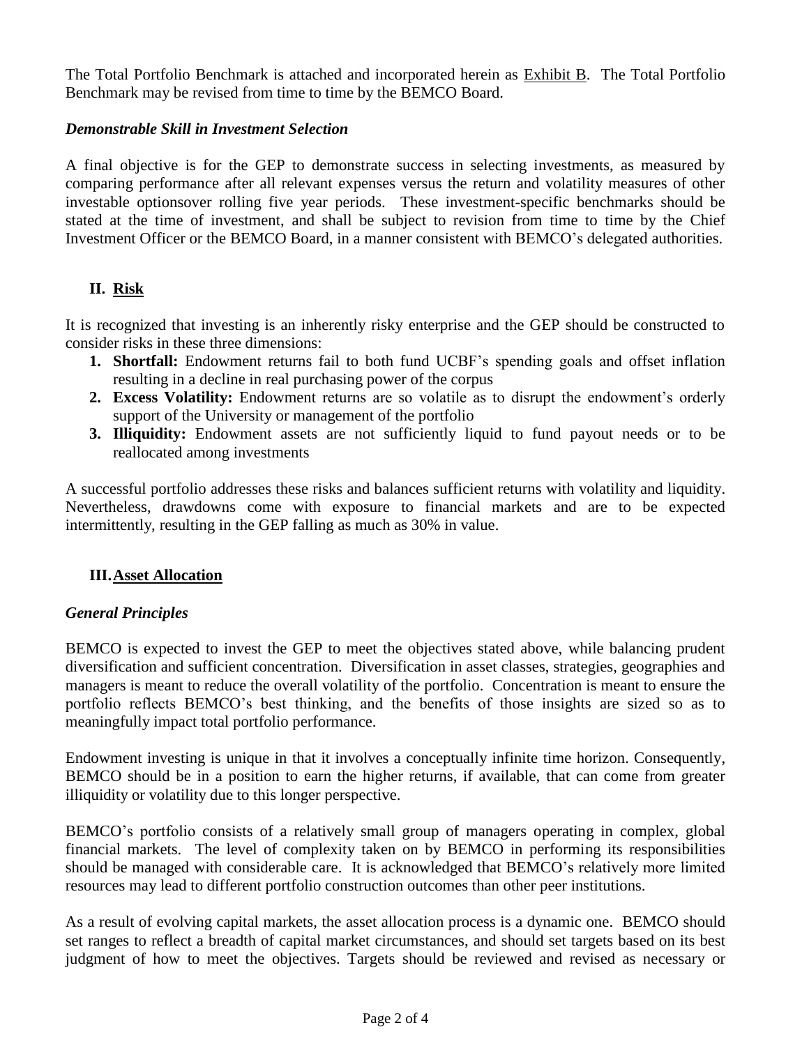The Total Portfolio Benchmark is attached and incorporated herein as Exhibit B. The Total Portfolio Benchmark may be revised from time to time by the BEMCO Board.

### *Demonstrable Skill in Investment Selection*

A final objective is for the GEP to demonstrate success in selecting investments, as measured by comparing performance after all relevant expenses versus the return and volatility measures of other investable optionsover rolling five year periods. These investment-specific benchmarks should be stated at the time of investment, and shall be subject to revision from time to time by the Chief Investment Officer or the BEMCO Board, in a manner consistent with BEMCO's delegated authorities.

## II. Risk

It is recognized that investing is an inherently risky enterprise and the GEP should be constructed to consider risks in these three dimensions:

1. **Shortfall:** Endowment returns fail to both fund UCBF's spending goals and offset inflation resulting in a decline in real purchasing power of the corpus
2. **Excess Volatility:** Endowment returns are so volatile as to disrupt the endowment's orderly support of the University or management of the portfolio
3. **Illiquidity:** Endowment assets are not sufficiently liquid to fund payout needs or to be reallocated among investments

A successful portfolio addresses these risks and balances sufficient returns with volatility and liquidity. Nevertheless, drawdowns come with exposure to financial markets and are to be expected intermittently, resulting in the GEP falling as much as 30% in value.

## III. Asset Allocation

### *General Principles*

BEMCO is expected to invest the GEP to meet the objectives stated above, while balancing prudent diversification and sufficient concentration. Diversification in asset classes, strategies, geographies and managers is meant to reduce the overall volatility of the portfolio. Concentration is meant to ensure the portfolio reflects BEMCO's best thinking, and the benefits of those insights are sized so as to meaningfully impact total portfolio performance.

Endowment investing is unique in that it involves a conceptually infinite time horizon. Consequently, BEMCO should be in a position to earn the higher returns, if available, that can come from greater illiquidity or volatility due to this longer perspective.

BEMCO's portfolio consists of a relatively small group of managers operating in complex, global financial markets. The level of complexity taken on by BEMCO in performing its responsibilities should be managed with considerable care. It is acknowledged that BEMCO's relatively more limited resources may lead to different portfolio construction outcomes than other peer institutions.

As a result of evolving capital markets, the asset allocation process is a dynamic one. BEMCO should set ranges to reflect a breadth of capital market circumstances, and should set targets based on its best judgment of how to meet the objectives. Targets should be reviewed and revised as necessary or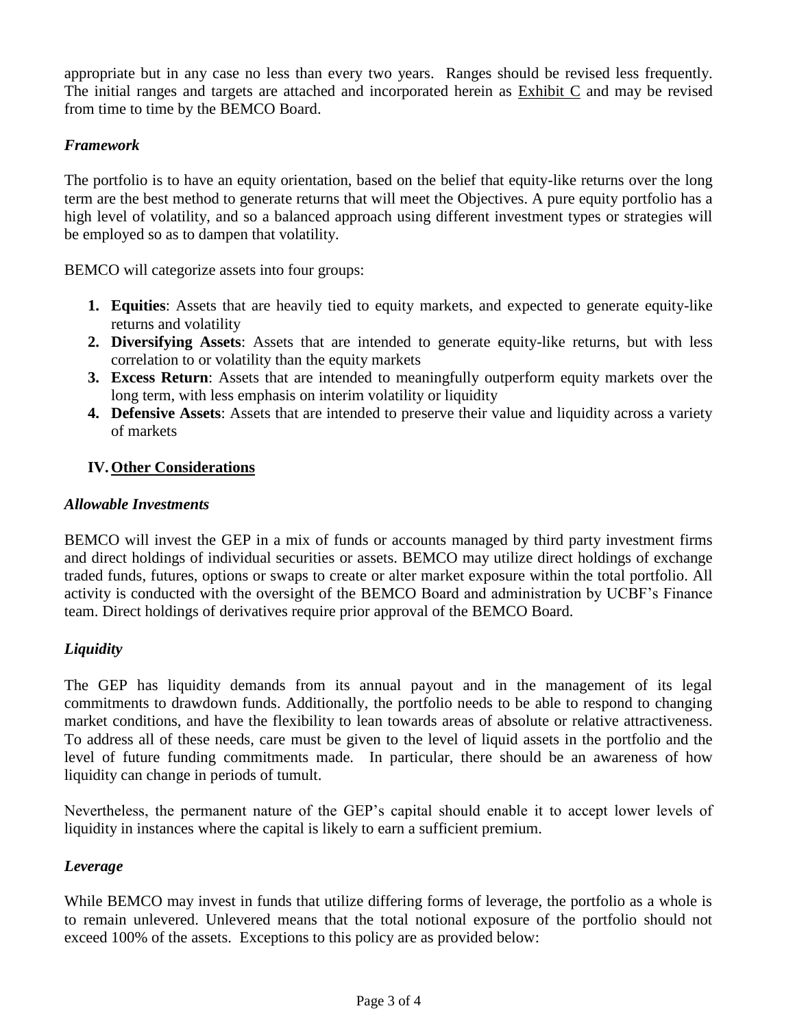appropriate but in any case no less than every two years. Ranges should be revised less frequently. The initial ranges and targets are attached and incorporated herein as Exhibit C and may be revised from time to time by the BEMCO Board.

### *Framework*

The portfolio is to have an equity orientation, based on the belief that equity-like returns over the long term are the best method to generate returns that will meet the Objectives. A pure equity portfolio has a high level of volatility, and so a balanced approach using different investment types or strategies will be employed so as to dampen that volatility.

BEMCO will categorize assets into four groups:

1. **Equities**: Assets that are heavily tied to equity markets, and expected to generate equity-like returns and volatility
2. **Diversifying Assets**: Assets that are intended to generate equity-like returns, but with less correlation to or volatility than the equity markets
3. **Excess Return**: Assets that are intended to meaningfully outperform equity markets over the long term, with less emphasis on interim volatility or liquidity
4. **Defensive Assets**: Assets that are intended to preserve their value and liquidity across a variety of markets

## IV. Other Considerations

### *Allowable Investments*

BEMCO will invest the GEP in a mix of funds or accounts managed by third party investment firms and direct holdings of individual securities or assets. BEMCO may utilize direct holdings of exchange traded funds, futures, options or swaps to create or alter market exposure within the total portfolio. All activity is conducted with the oversight of the BEMCO Board and administration by UCBF's Finance team. Direct holdings of derivatives require prior approval of the BEMCO Board.

### *Liquidity*

The GEP has liquidity demands from its annual payout and in the management of its legal commitments to drawdown funds. Additionally, the portfolio needs to be able to respond to changing market conditions, and have the flexibility to lean towards areas of absolute or relative attractiveness. To address all of these needs, care must be given to the level of liquid assets in the portfolio and the level of future funding commitments made. In particular, there should be an awareness of how liquidity can change in periods of tumult.

Nevertheless, the permanent nature of the GEP's capital should enable it to accept lower levels of liquidity in instances where the capital is likely to earn a sufficient premium.

### *Leverage*

While BEMCO may invest in funds that utilize differing forms of leverage, the portfolio as a whole is to remain unlevered. Unlevered means that the total notional exposure of the portfolio should not exceed 100% of the assets. Exceptions to this policy are as provided below: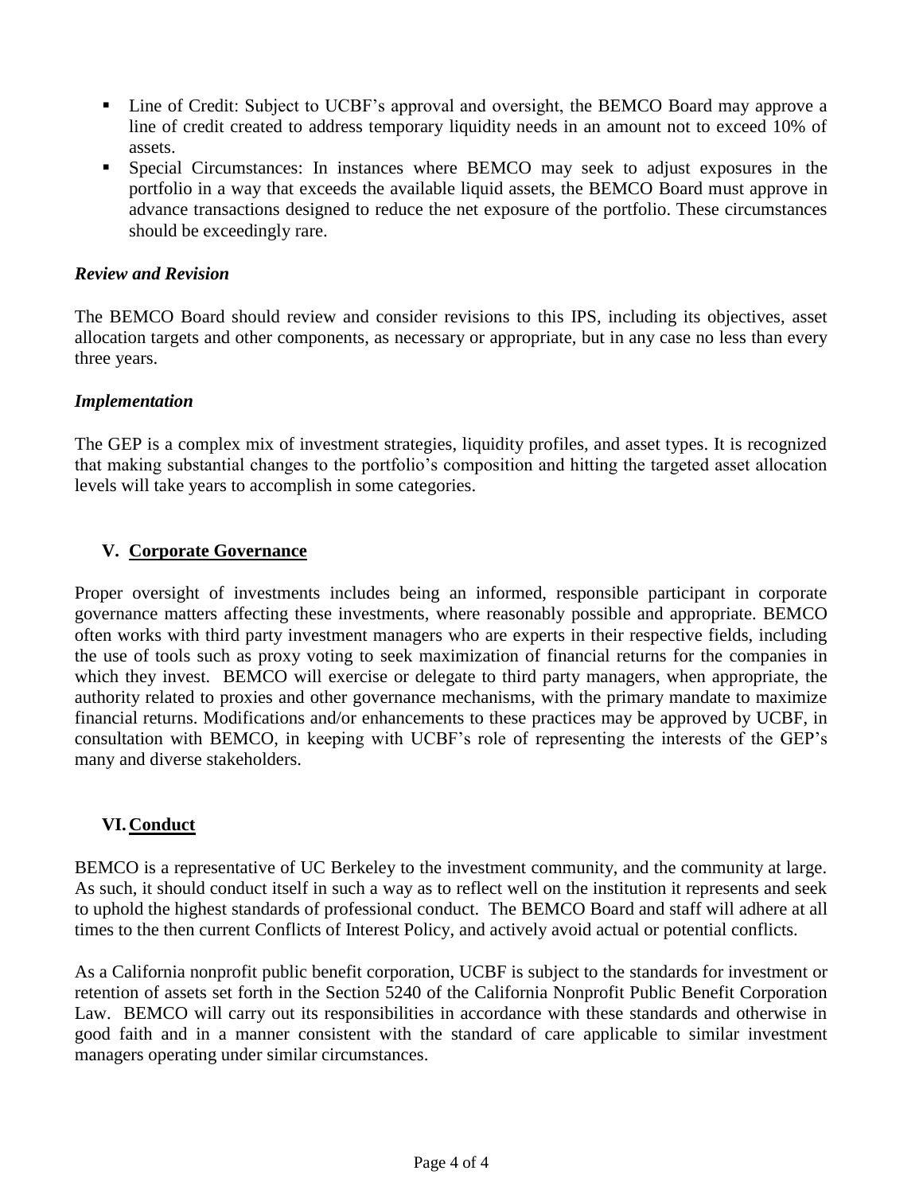- Line of Credit: Subject to UCBF's approval and oversight, the BEMCO Board may approve a line of credit created to address temporary liquidity needs in an amount not to exceed 10% of assets.
- Special Circumstances: In instances where BEMCO may seek to adjust exposures in the portfolio in a way that exceeds the available liquid assets, the BEMCO Board must approve in advance transactions designed to reduce the net exposure of the portfolio. These circumstances should be exceedingly rare.

***Review and Revision***

The BEMCO Board should review and consider revisions to this IPS, including its objectives, asset allocation targets and other components, as necessary or appropriate, but in any case no less than every three years.

***Implementation***

The GEP is a complex mix of investment strategies, liquidity profiles, and asset types. It is recognized that making substantial changes to the portfolio's composition and hitting the targeted asset allocation levels will take years to accomplish in some categories.

## V. Corporate Governance

Proper oversight of investments includes being an informed, responsible participant in corporate governance matters affecting these investments, where reasonably possible and appropriate. BEMCO often works with third party investment managers who are experts in their respective fields, including the use of tools such as proxy voting to seek maximization of financial returns for the companies in which they invest. BEMCO will exercise or delegate to third party managers, when appropriate, the authority related to proxies and other governance mechanisms, with the primary mandate to maximize financial returns. Modifications and/or enhancements to these practices may be approved by UCBF, in consultation with BEMCO, in keeping with UCBF's role of representing the interests of the GEP's many and diverse stakeholders.

## VI. Conduct

BEMCO is a representative of UC Berkeley to the investment community, and the community at large. As such, it should conduct itself in such a way as to reflect well on the institution it represents and seek to uphold the highest standards of professional conduct. The BEMCO Board and staff will adhere at all times to the then current Conflicts of Interest Policy, and actively avoid actual or potential conflicts.

As a California nonprofit public benefit corporation, UCBF is subject to the standards for investment or retention of assets set forth in the Section 5240 of the California Nonprofit Public Benefit Corporation Law. BEMCO will carry out its responsibilities in accordance with these standards and otherwise in good faith and in a manner consistent with the standard of care applicable to similar investment managers operating under similar circumstances.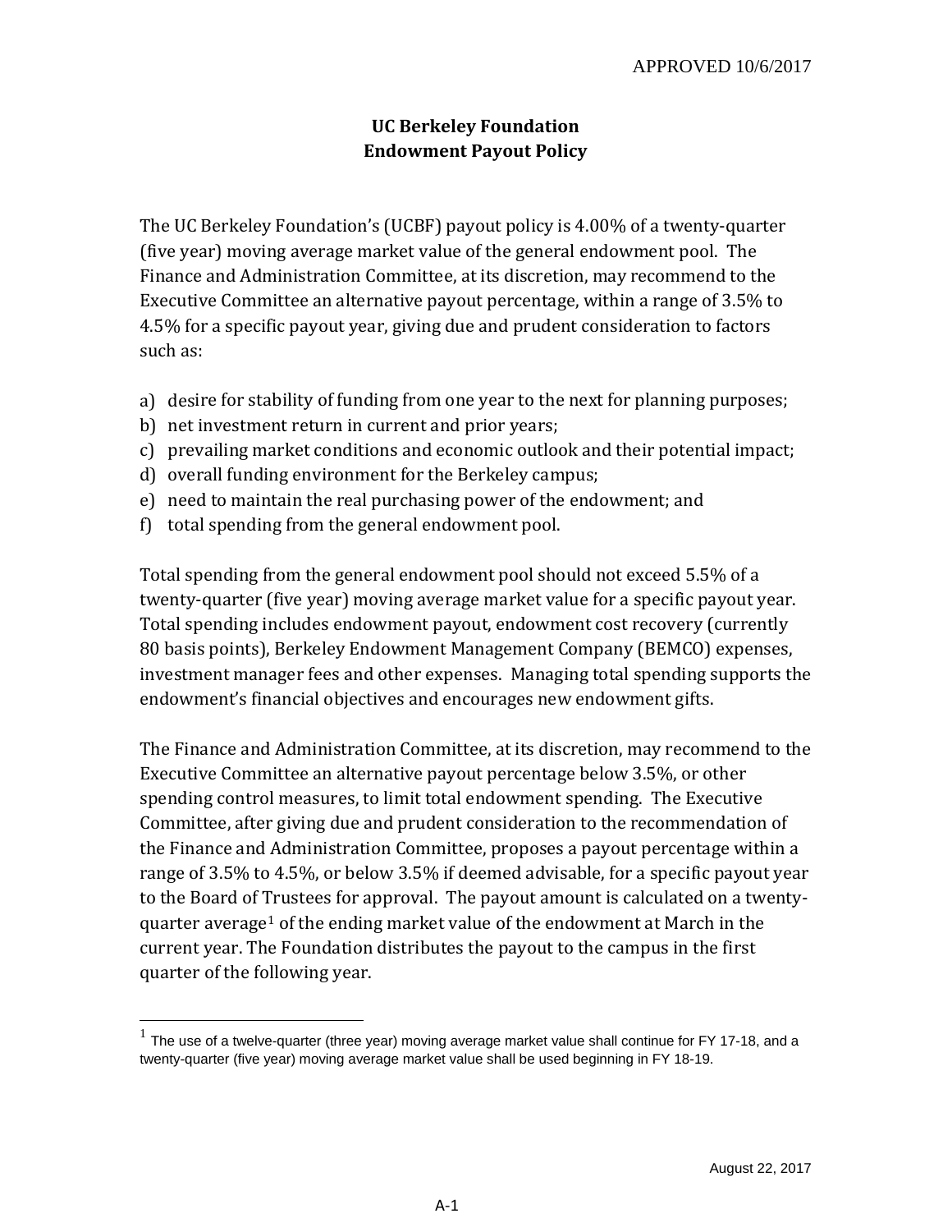APPROVED 10/6/2017

# UC Berkeley Foundation
# Endowment Payout Policy

The UC Berkeley Foundation's (UCBF) payout policy is 4.00% of a twenty-quarter (five year) moving average market value of the general endowment pool. The Finance and Administration Committee, at its discretion, may recommend to the Executive Committee an alternative payout percentage, within a range of 3.5% to 4.5% for a specific payout year, giving due and prudent consideration to factors such as:

a) desire for stability of funding from one year to the next for planning purposes;
b) net investment return in current and prior years;
c) prevailing market conditions and economic outlook and their potential impact;
d) overall funding environment for the Berkeley campus;
e) need to maintain the real purchasing power of the endowment; and
f) total spending from the general endowment pool.

Total spending from the general endowment pool should not exceed 5.5% of a twenty-quarter (five year) moving average market value for a specific payout year. Total spending includes endowment payout, endowment cost recovery (currently 80 basis points), Berkeley Endowment Management Company (BEMCO) expenses, investment manager fees and other expenses. Managing total spending supports the endowment's financial objectives and encourages new endowment gifts.

The Finance and Administration Committee, at its discretion, may recommend to the Executive Committee an alternative payout percentage below 3.5%, or other spending control measures, to limit total endowment spending. The Executive Committee, after giving due and prudent consideration to the recommendation of the Finance and Administration Committee, proposes a payout percentage within a range of 3.5% to 4.5%, or below 3.5% if deemed advisable, for a specific payout year to the Board of Trustees for approval. The payout amount is calculated on a twenty-quarter average[1] of the ending market value of the endowment at March in the current year. The Foundation distributes the payout to the campus in the first quarter of the following year.

[1] The use of a twelve-quarter (three year) moving average market value shall continue for FY 17-18, and a twenty-quarter (five year) moving average market value shall be used beginning in FY 18-19.

August 22, 2017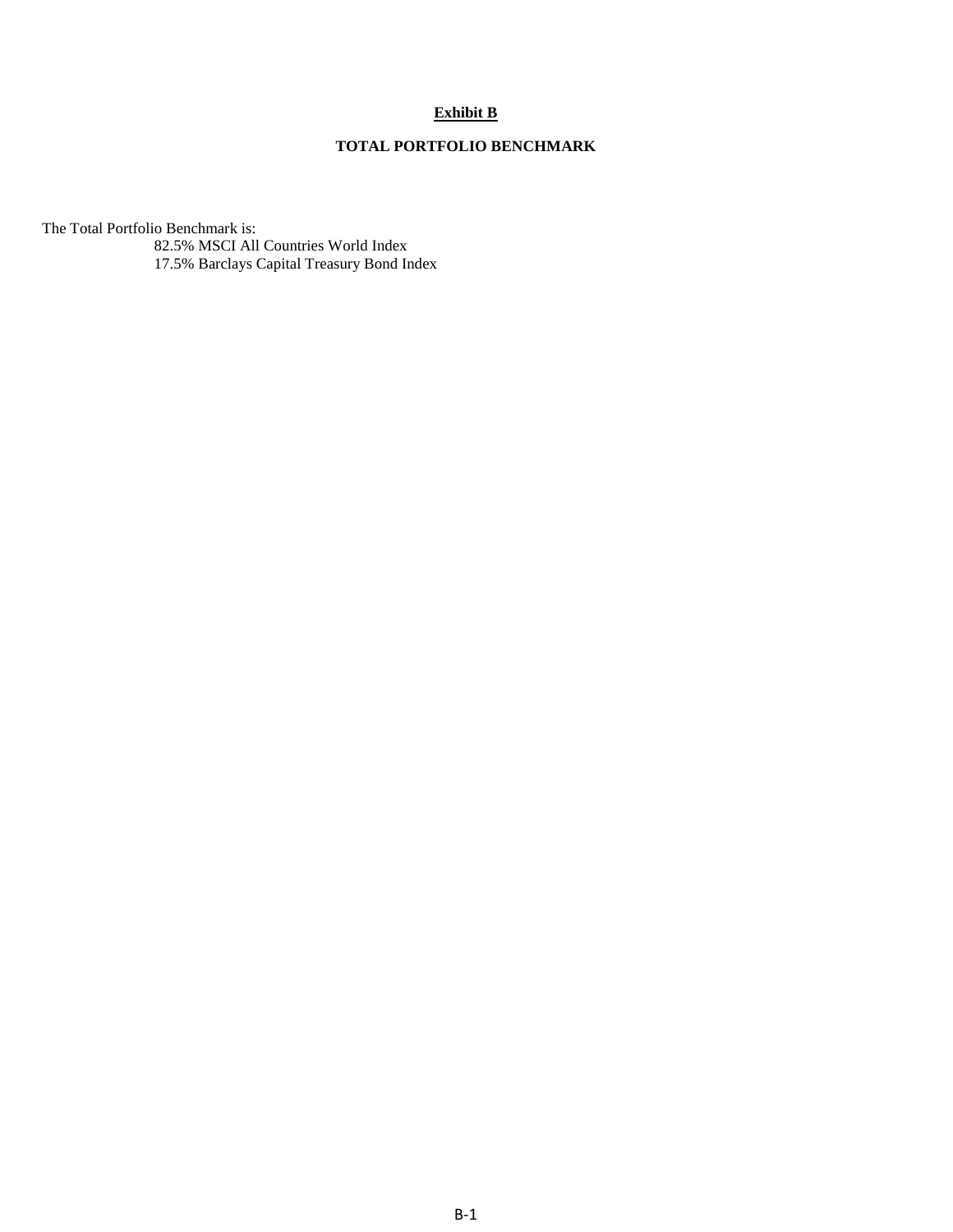**Exhibit B**

**TOTAL PORTFOLIO BENCHMARK**

The Total Portfolio Benchmark is:

82.5% MSCI All Countries World Index  
17.5% Barclays Capital Treasury Bond Index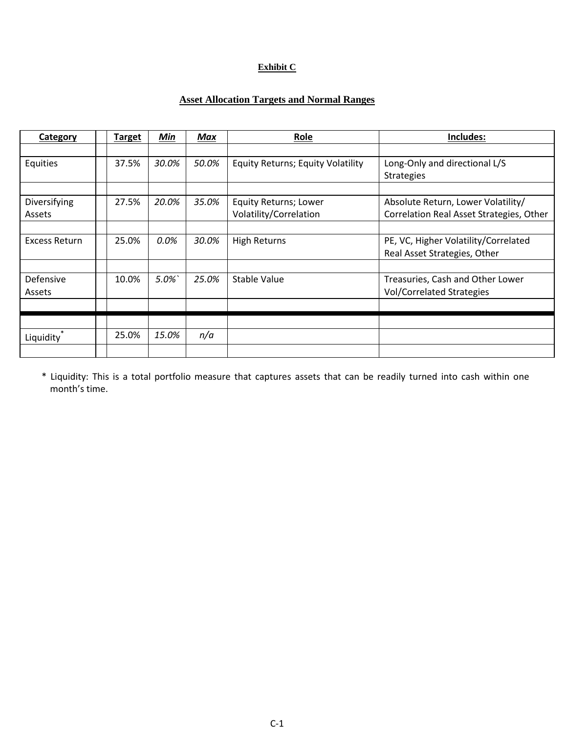**Exhibit C**

**Asset Allocation Targets and Normal Ranges**

| Category | | Target | *Min* | *Max* | Role | Includes: |
|---|---|---|---|---|---|---|
| | | | | | | |
| Equities | | 37.5% | *30.0%* | *50.0%* | Equity Returns; Equity Volatility | Long-Only and directional L/S Strategies |
| | | | | | | |
| Diversifying Assets | | 27.5% | *20.0%* | *35.0%* | Equity Returns; Lower Volatility/Correlation | Absolute Return, Lower Volatility/ Correlation Real Asset Strategies, Other |
| | | | | | | |
| Excess Return | | 25.0% | *0.0%* | *30.0%* | High Returns | PE, VC, Higher Volatility/Correlated Real Asset Strategies, Other |
| | | | | | | |
| Defensive Assets | | 10.0% | *5.0%`* | *25.0%* | Stable Value | Treasuries, Cash and Other Lower Vol/Correlated Strategies |
| | | | | | | |
| | | | | | | |
| Liquidity* | | 25.0% | *15.0%* | *n/a* | | |
| | | | | | | |

\* Liquidity: This is a total portfolio measure that captures assets that can be readily turned into cash within one month's time.